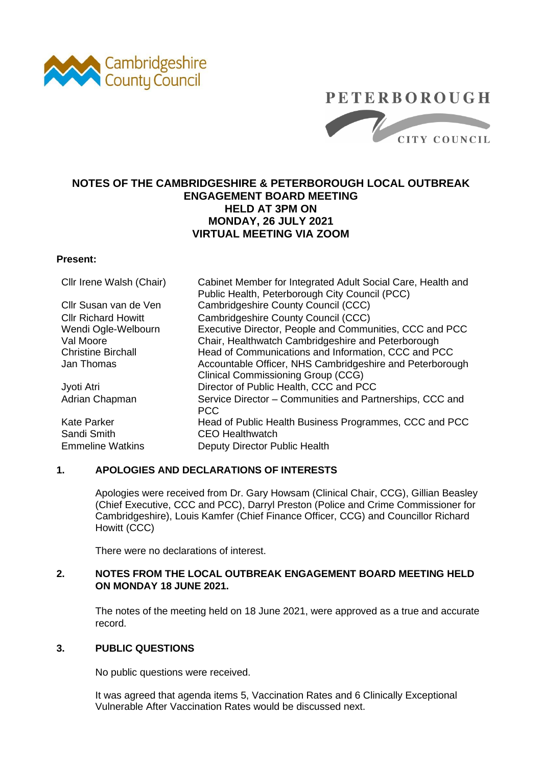Cambridgeshire County Council

PETERBOROUGH CITY COUNCIL

# NOTES OF THE CAMBRIDGESHIRE & PETERBOROUGH LOCAL OUTBREAK ENGAGEMENT BOARD MEETING HELD AT 3PM ON MONDAY, 26 JULY 2021 VIRTUAL MEETING VIA ZOOM

**Present:**

| | |
|---|---|
| Cllr Irene Walsh (Chair) | Cabinet Member for Integrated Adult Social Care, Health and Public Health, Peterborough City Council (PCC) |
| Cllr Susan van de Ven | Cambridgeshire County Council (CCC) |
| Cllr Richard Howitt | Cambridgeshire County Council (CCC) |
| Wendi Ogle-Welbourn | Executive Director, People and Communities, CCC and PCC |
| Val Moore | Chair, Healthwatch Cambridgeshire and Peterborough |
| Christine Birchall | Head of Communications and Information, CCC and PCC |
| Jan Thomas | Accountable Officer, NHS Cambridgeshire and Peterborough Clinical Commissioning Group (CCG) |
| Jyoti Atri | Director of Public Health, CCC and PCC |
| Adrian Chapman | Service Director – Communities and Partnerships, CCC and PCC |
| Kate Parker | Head of Public Health Business Programmes, CCC and PCC |
| Sandi Smith | CEO Healthwatch |
| Emmeline Watkins | Deputy Director Public Health |

## 1. APOLOGIES AND DECLARATIONS OF INTERESTS

Apologies were received from Dr. Gary Howsam (Clinical Chair, CCG), Gillian Beasley (Chief Executive, CCC and PCC), Darryl Preston (Police and Crime Commissioner for Cambridgeshire), Louis Kamfer (Chief Finance Officer, CCG) and Councillor Richard Howitt (CCC)

There were no declarations of interest.

## 2. NOTES FROM THE LOCAL OUTBREAK ENGAGEMENT BOARD MEETING HELD ON MONDAY 18 JUNE 2021.

The notes of the meeting held on 18 June 2021, were approved as a true and accurate record.

## 3. PUBLIC QUESTIONS

No public questions were received.

It was agreed that agenda items 5, Vaccination Rates and 6 Clinically Exceptional Vulnerable After Vaccination Rates would be discussed next.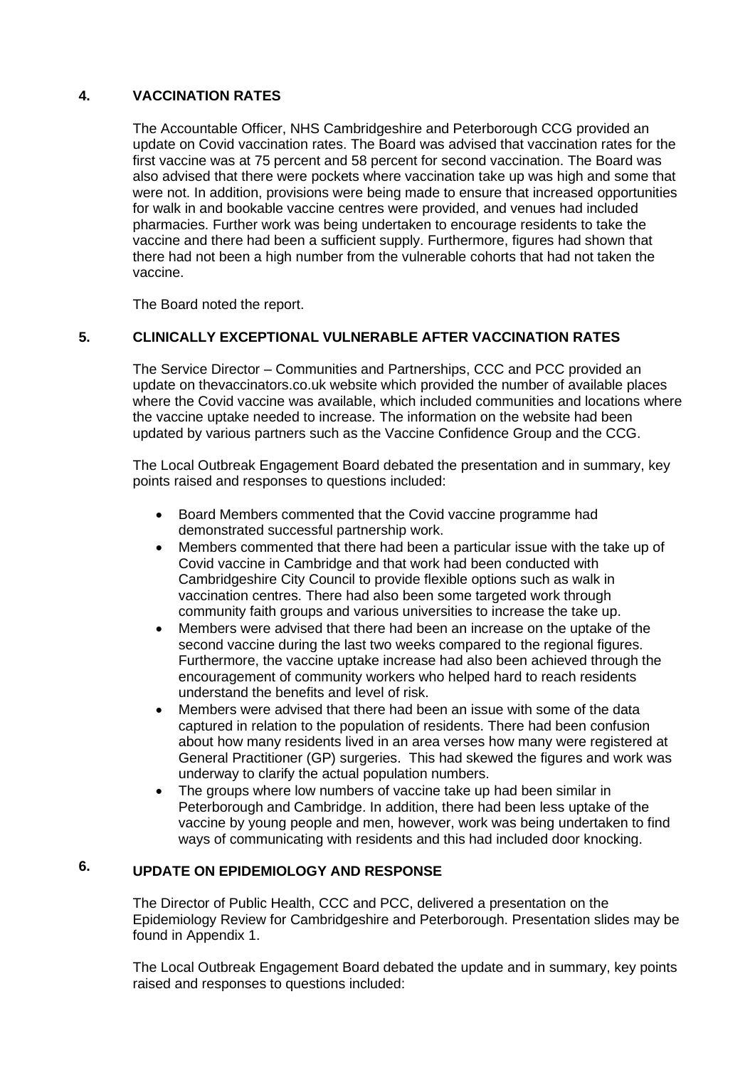## 4. VACCINATION RATES

The Accountable Officer, NHS Cambridgeshire and Peterborough CCG provided an update on Covid vaccination rates. The Board was advised that vaccination rates for the first vaccine was at 75 percent and 58 percent for second vaccination. The Board was also advised that there were pockets where vaccination take up was high and some that were not. In addition, provisions were being made to ensure that increased opportunities for walk in and bookable vaccine centres were provided, and venues had included pharmacies. Further work was being undertaken to encourage residents to take the vaccine and there had been a sufficient supply. Furthermore, figures had shown that there had not been a high number from the vulnerable cohorts that had not taken the vaccine.

The Board noted the report.

## 5. CLINICALLY EXCEPTIONAL VULNERABLE AFTER VACCINATION RATES

The Service Director – Communities and Partnerships, CCC and PCC provided an update on thevaccinators.co.uk website which provided the number of available places where the Covid vaccine was available, which included communities and locations where the vaccine uptake needed to increase. The information on the website had been updated by various partners such as the Vaccine Confidence Group and the CCG.

The Local Outbreak Engagement Board debated the presentation and in summary, key points raised and responses to questions included:

- Board Members commented that the Covid vaccine programme had demonstrated successful partnership work.
- Members commented that there had been a particular issue with the take up of Covid vaccine in Cambridge and that work had been conducted with Cambridgeshire City Council to provide flexible options such as walk in vaccination centres. There had also been some targeted work through community faith groups and various universities to increase the take up.
- Members were advised that there had been an increase on the uptake of the second vaccine during the last two weeks compared to the regional figures. Furthermore, the vaccine uptake increase had also been achieved through the encouragement of community workers who helped hard to reach residents understand the benefits and level of risk.
- Members were advised that there had been an issue with some of the data captured in relation to the population of residents. There had been confusion about how many residents lived in an area verses how many were registered at General Practitioner (GP) surgeries. This had skewed the figures and work was underway to clarify the actual population numbers.
- The groups where low numbers of vaccine take up had been similar in Peterborough and Cambridge. In addition, there had been less uptake of the vaccine by young people and men, however, work was being undertaken to find ways of communicating with residents and this had included door knocking.

## 6. UPDATE ON EPIDEMIOLOGY AND RESPONSE

The Director of Public Health, CCC and PCC, delivered a presentation on the Epidemiology Review for Cambridgeshire and Peterborough. Presentation slides may be found in Appendix 1.

The Local Outbreak Engagement Board debated the update and in summary, key points raised and responses to questions included: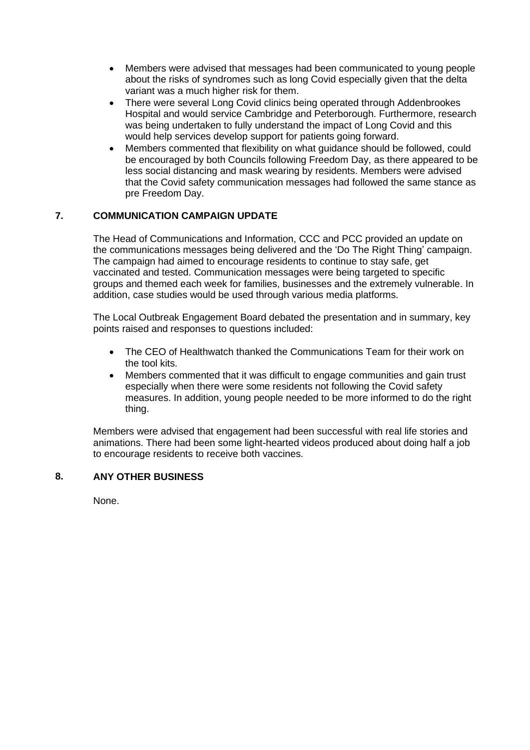- Members were advised that messages had been communicated to young people about the risks of syndromes such as long Covid especially given that the delta variant was a much higher risk for them.
- There were several Long Covid clinics being operated through Addenbrookes Hospital and would service Cambridge and Peterborough. Furthermore, research was being undertaken to fully understand the impact of Long Covid and this would help services develop support for patients going forward.
- Members commented that flexibility on what guidance should be followed, could be encouraged by both Councils following Freedom Day, as there appeared to be less social distancing and mask wearing by residents. Members were advised that the Covid safety communication messages had followed the same stance as pre Freedom Day.

## 7. COMMUNICATION CAMPAIGN UPDATE

The Head of Communications and Information, CCC and PCC provided an update on the communications messages being delivered and the 'Do The Right Thing' campaign. The campaign had aimed to encourage residents to continue to stay safe, get vaccinated and tested. Communication messages were being targeted to specific groups and themed each week for families, businesses and the extremely vulnerable. In addition, case studies would be used through various media platforms.

The Local Outbreak Engagement Board debated the presentation and in summary, key points raised and responses to questions included:

- The CEO of Healthwatch thanked the Communications Team for their work on the tool kits.
- Members commented that it was difficult to engage communities and gain trust especially when there were some residents not following the Covid safety measures. In addition, young people needed to be more informed to do the right thing.

Members were advised that engagement had been successful with real life stories and animations. There had been some light-hearted videos produced about doing half a job to encourage residents to receive both vaccines.

## 8. ANY OTHER BUSINESS

None.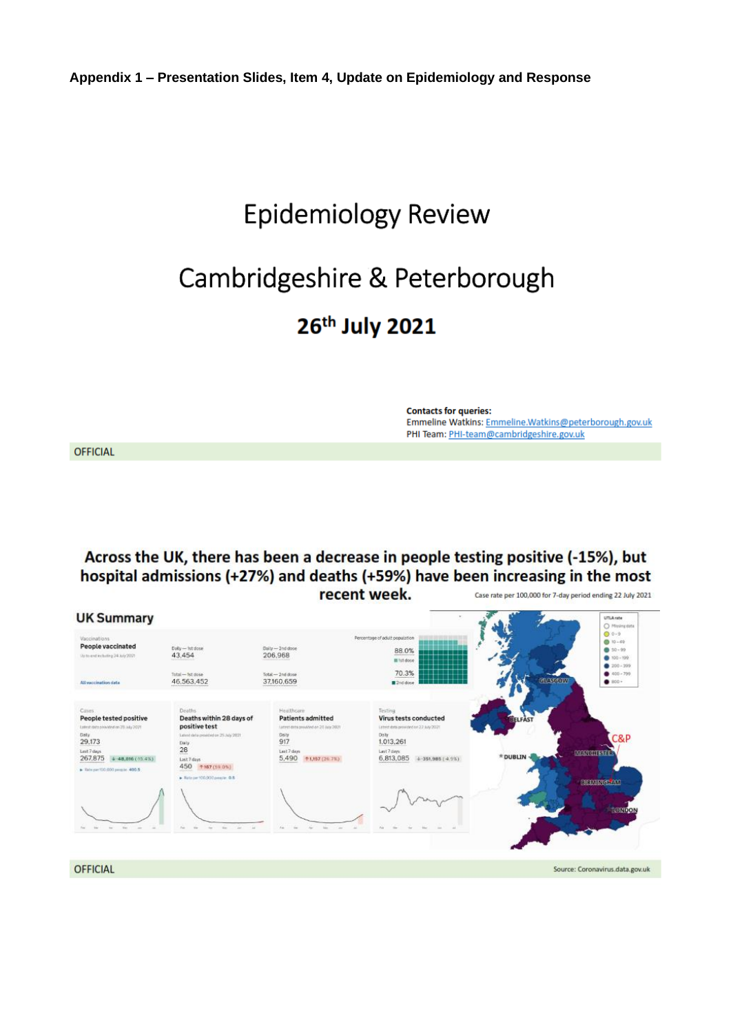**Appendix 1 – Presentation Slides, Item 4, Update on Epidemiology and Response**

# Epidemiology Review

# Cambridgeshire & Peterborough

## 26th July 2021

**Contacts for queries:**
Emmeline Watkins: Emmeline.Watkins@peterborough.gov.uk
PHI Team: PHI-team@cambridgeshire.gov.uk

OFFICIAL

## Across the UK, there has been a decrease in people testing positive (-15%), but hospital admissions (+27%) and deaths (+59%) have been increasing in the most recent week.

Case rate per 100,000 for 7-day period ending 22 July 2021

### UK Summary

**People vaccinated**

| Daily — 1st dose | Daily — 2nd dose | Percentage of adult population |
|---|---|---|
| 43,454 | 206,968 | 88.0% (1st dose) |
| **Total — 1st dose** | **Total — 2nd dose** | |
| 46,563,452 | 37,160,659 | 70.3% (2nd dose) |

| Cases: People tested positive | Deaths: Deaths within 28 days of positive test | Healthcare: Patients admitted | Testing: Virus tests conducted |
|---|---|---|---|
| Daily 29,173 | Daily 28 | Daily 917 | Daily 1,013,261 |
| Last 7 days 267,875 ↓ -48,816 (15.4%) | Last 7 days 450 ↑ 167 (59.0%) | Last 7 days 5,490 ↑ 1,157 (26.7%) | Last 7 days 6,813,085 ↓ -351,985 (4.9%) |
| Rate per 100,000 people: 400.5 | Rate per 100,000 people: 0.6 | | |

OFFICIAL

Source: Coronavirus.data.gov.uk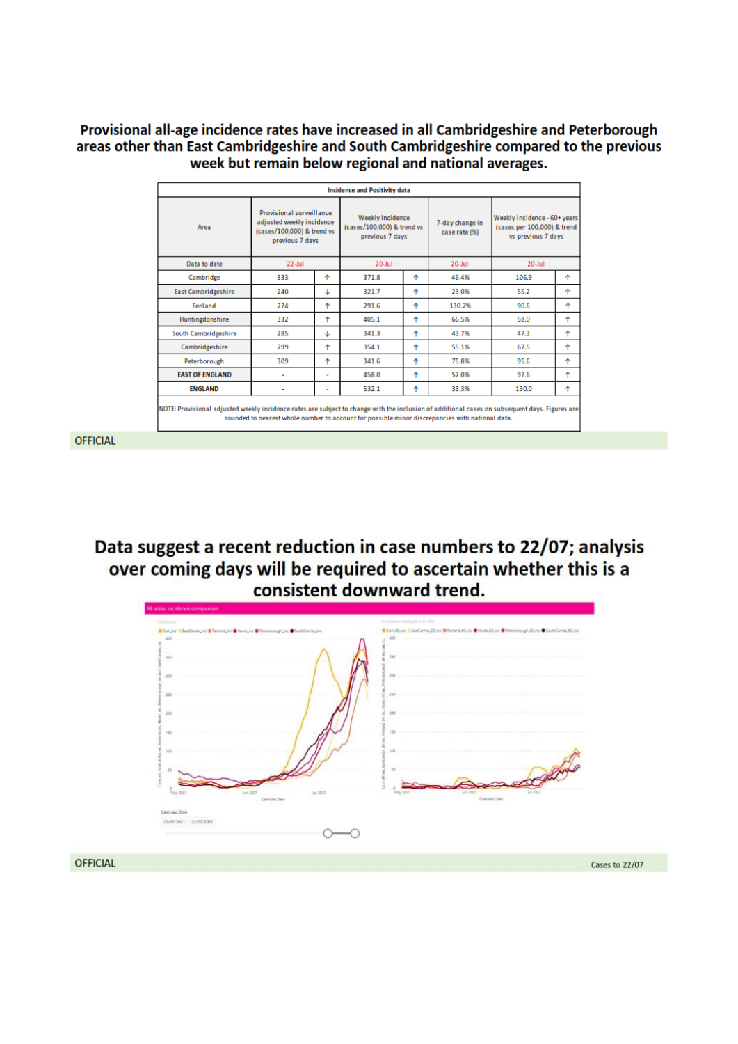## Provisional all-age incidence rates have increased in all Cambridgeshire and Peterborough areas other than East Cambridgeshire and South Cambridgeshire compared to the previous week but remain below regional and national averages.

| Incidence and Positivity data | | | | | | | |
|---|---|---|---|---|---|---|---|
| Area | Provisional surveillance adjusted weekly incidence (cases/100,000) & trend vs previous 7 days | | Weekly Incidence (cases/100,000) & trend vs previous 7 days | | 7-day change in case rate (%) | Weekly incidence - 60+ years (cases per 100,000) & trend vs previous 7 days | |
| Data to date | 22-Jul | | 20-Jul | | 20-Jul | 20-Jul | |
| Cambridge | 333 | ↑ | 371.8 | ↑ | 46.4% | 106.9 | ↑ |
| East Cambridgeshire | 240 | ↓ | 321.7 | ↑ | 23.0% | 55.2 | ↑ |
| Fenland | 274 | ↑ | 291.6 | ↑ | 130.2% | 90.6 | ↑ |
| Huntingdonshire | 332 | ↑ | 405.1 | ↑ | 66.5% | 58.0 | ↑ |
| South Cambridgeshire | 285 | ↓ | 341.3 | ↑ | 43.7% | 47.3 | ↑ |
| Cambridgeshire | 299 | ↑ | 354.1 | ↑ | 55.1% | 67.5 | ↑ |
| Peterborough | 309 | ↑ | 341.6 | ↑ | 75.8% | 95.6 | ↑ |
| **EAST OF ENGLAND** | - | - | 458.0 | ↑ | 57.0% | 97.6 | ↑ |
| **ENGLAND** | - | - | 532.1 | ↑ | 33.3% | 130.0 | ↑ |

NOTE: Provisional adjusted weekly incidence rates are subject to change with the inclusion of additional cases on subsequent days. Figures are rounded to nearest whole number to account for possible minor discrepancies with national data.

OFFICIAL

## Data suggest a recent reduction in case numbers to 22/07; analysis over coming days will be required to ascertain whether this is a consistent downward trend.

All areas incidence comparison

Incidence

Incidence amongst over 60s

Calendar Date

01/05/2021 22/07/2021

OFFICIAL

Cases to 22/07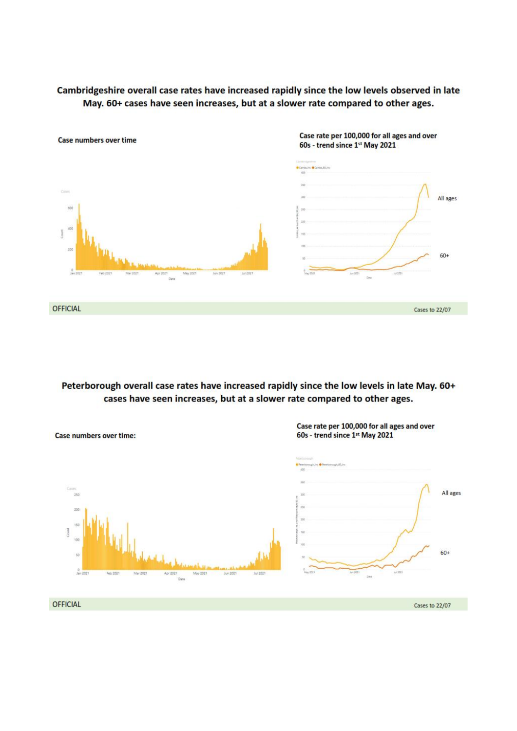## Cambridgeshire overall case rates have increased rapidly since the low levels observed in late May. 60+ cases have seen increases, but at a slower rate compared to other ages.

**Case numbers over time**

**Case rate per 100,000 for all ages and over 60s - trend since 1st May 2021**

All ages

60+

OFFICIAL

Cases to 22/07

## Peterborough overall case rates have increased rapidly since the low levels in late May. 60+ cases have seen increases, but at a slower rate compared to other ages.

**Case numbers over time:**

**Case rate per 100,000 for all ages and over 60s - trend since 1st May 2021**

All ages

60+

OFFICIAL

Cases to 22/07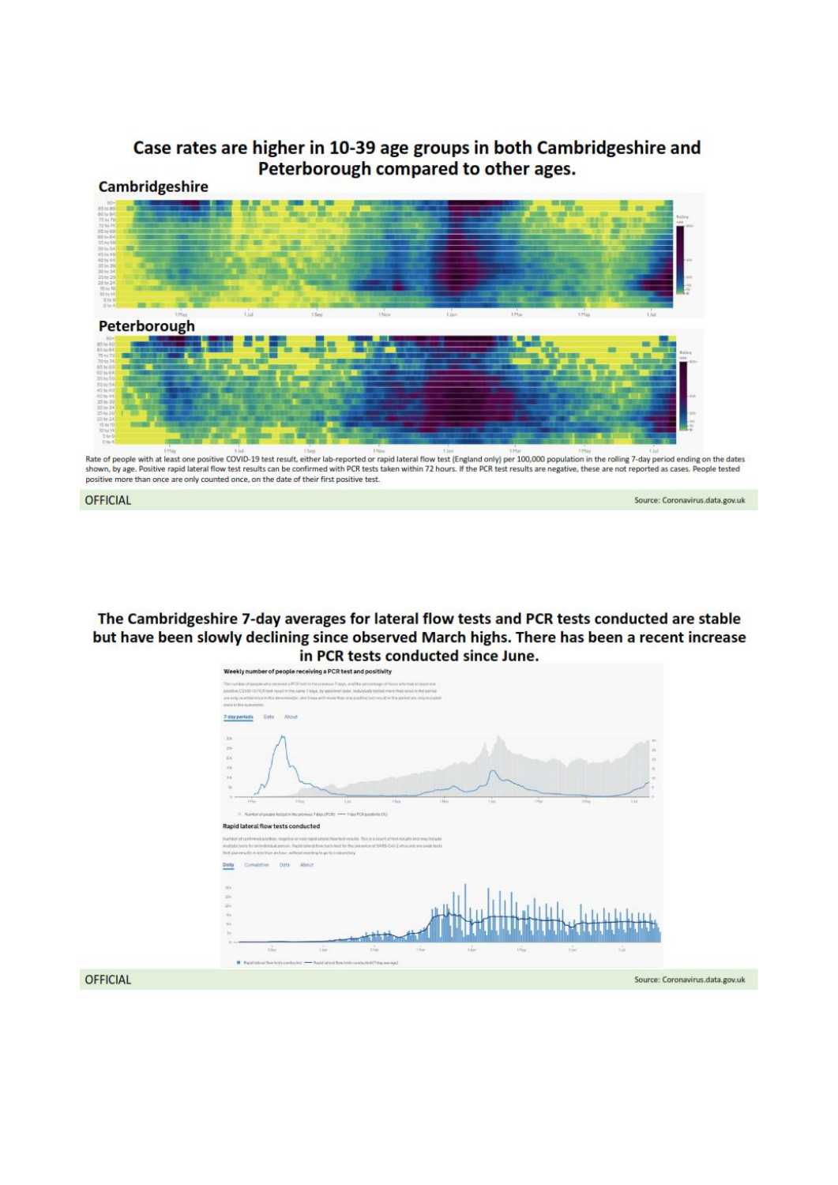## Case rates are higher in 10-39 age groups in both Cambridgeshire and Peterborough compared to other ages.

### Cambridgeshire

### Peterborough

Rate of people with at least one positive COVID-19 test result, either lab-reported or rapid lateral flow test (England only) per 100,000 population in the rolling 7-day period ending on the dates shown, by age. Positive rapid lateral flow test results can be confirmed with PCR tests taken within 72 hours. If the PCR test results are negative, these are not reported as cases. People tested positive more than once are only counted once, on the date of their first positive test.

OFFICIAL

Source: Coronavirus.data.gov.uk

## The Cambridgeshire 7-day averages for lateral flow tests and PCR tests conducted are stable but have been slowly declining since observed March highs. There has been a recent increase in PCR tests conducted since June.

OFFICIAL

Source: Coronavirus.data.gov.uk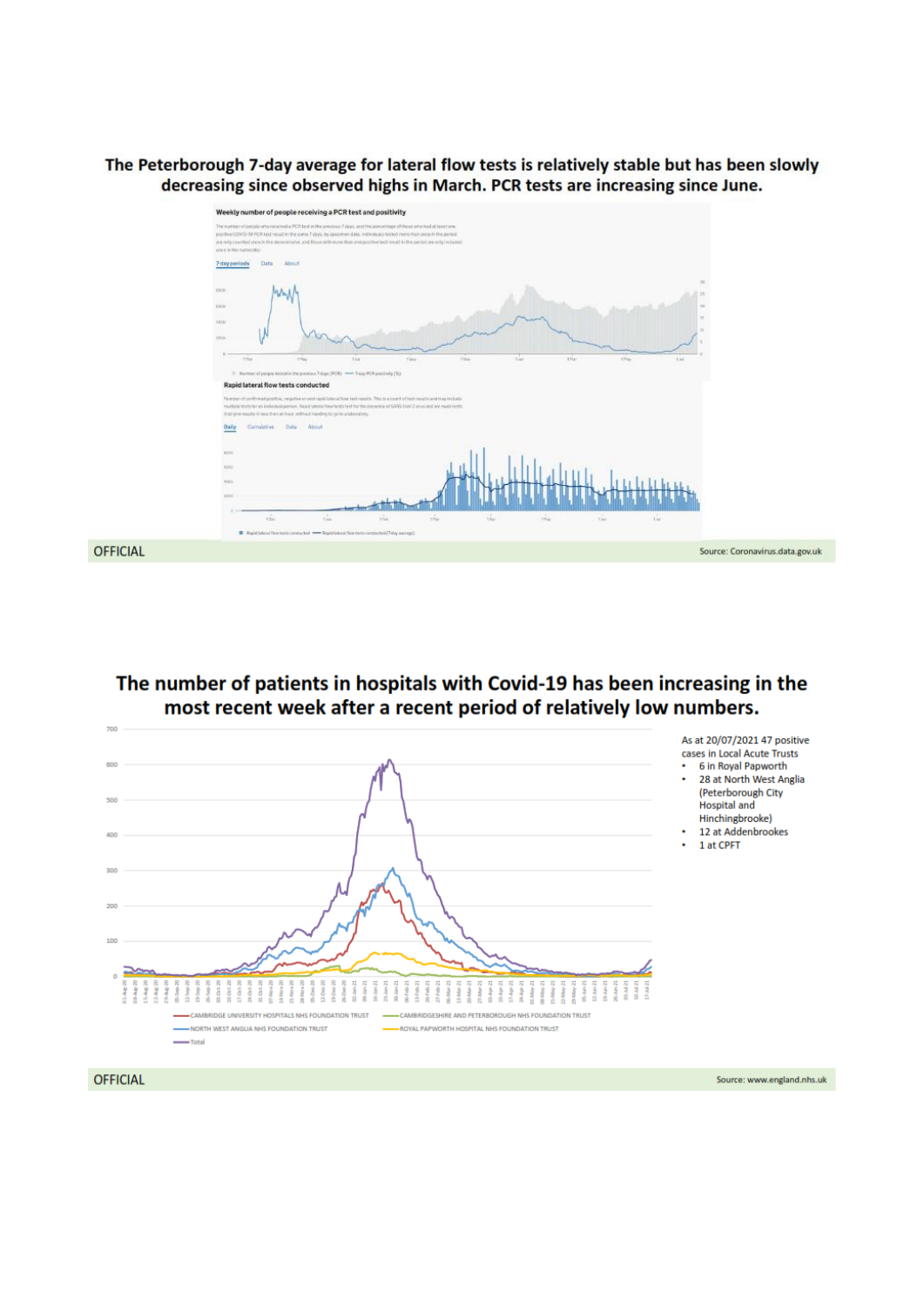## The Peterborough 7-day average for lateral flow tests is relatively stable but has been slowly decreasing since observed highs in March. PCR tests are increasing since June.

Weekly number of people receiving a PCR test and positivity

Rapid lateral flow tests conducted

OFFICIAL

Source: Coronavirus.data.gov.uk

## The number of patients in hospitals with Covid-19 has been increasing in the most recent week after a recent period of relatively low numbers.

As at 20/07/2021 47 positive cases in Local Acute Trusts

- 6 in Royal Papworth
- 28 at North West Anglia (Peterborough City Hospital and Hinchingbrooke)
- 12 at Addenbrookes
- 1 at CPFT

OFFICIAL

Source: www.england.nhs.uk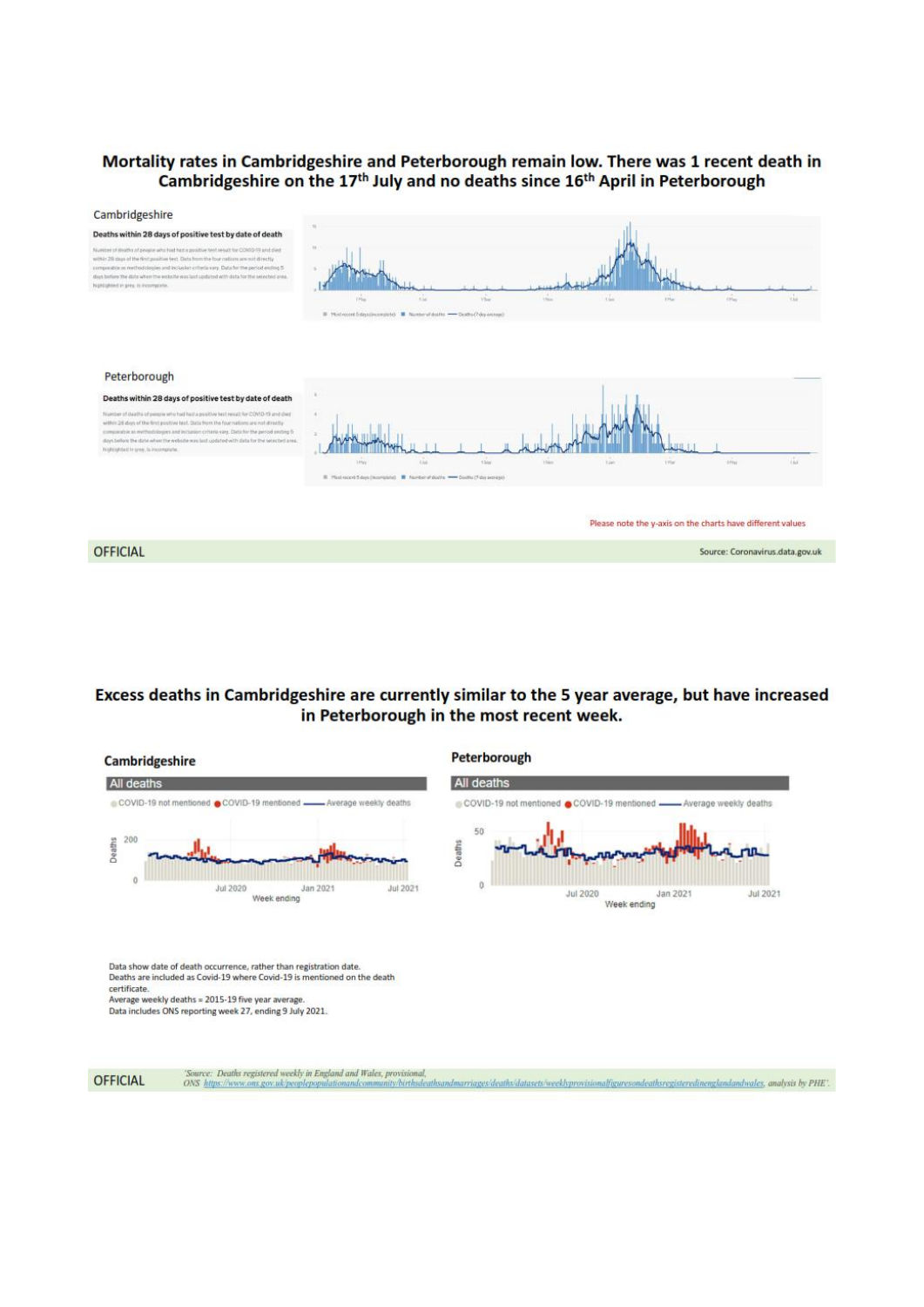## Mortality rates in Cambridgeshire and Peterborough remain low. There was 1 recent death in Cambridgeshire on the 17th July and no deaths since 16th April in Peterborough

Cambridgeshire

**Deaths within 28 days of positive test by date of death**

Number of deaths of people who had had a positive test result for COVID-19 and died within 28 days of the first positive test. Data from the four nations are not directly comparable as methodologies and inclusion criteria vary. Data for the period ending 5 days before the date when the website was last updated with data for the selected area, highlighted in grey, is incomplete.

Peterborough

**Deaths within 28 days of positive test by date of death**

Number of deaths of people who had had a positive test result for COVID-19 and died within 28 days of the first positive test. Data from the four nations are not directly comparable as methodologies and inclusion criteria vary. Data for the period ending 5 days before the date when the website was last updated with data for the selected area, highlighted in grey, is incomplete.

Please note the y-axis on the charts have different values

OFFICIAL

Source: Coronavirus.data.gov.uk

## Excess deaths in Cambridgeshire are currently similar to the 5 year average, but have increased in Peterborough in the most recent week.

**Cambridgeshire**

**Peterborough**

Data show date of death occurrence, rather than registration date.
Deaths are included as Covid-19 where Covid-19 is mentioned on the death certificate.
Average weekly deaths = 2015-19 five year average.
Data includes ONS reporting week 27, ending 9 July 2021.

OFFICIAL

'Source: Deaths registered weekly in England and Wales, provisional, ONS https://www.ons.gov.uk/peoplepopulationandcommunity/birthsdeathsandmarriages/deaths/datasets/weeklyprovisionalfiguresondeathsregisteredinenglandandwales, analysis by PHE'.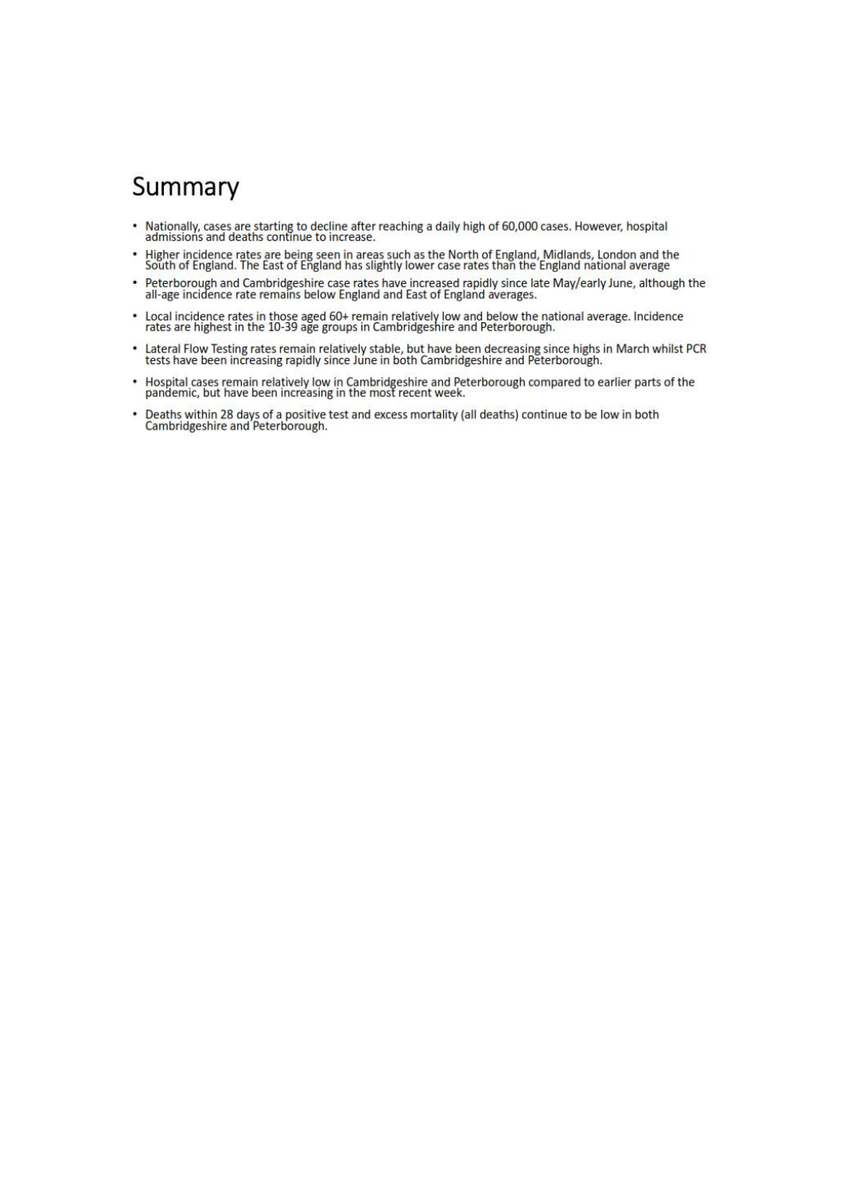# Summary

- Nationally, cases are starting to decline after reaching a daily high of 60,000 cases. However, hospital admissions and deaths continue to increase.
- Higher incidence rates are being seen in areas such as the North of England, Midlands, London and the South of England. The East of England has slightly lower case rates than the England national average
- Peterborough and Cambridgeshire case rates have increased rapidly since late May/early June, although the all-age incidence rate remains below England and East of England averages.
- Local incidence rates in those aged 60+ remain relatively low and below the national average. Incidence rates are highest in the 10-39 age groups in Cambridgeshire and Peterborough.
- Lateral Flow Testing rates remain relatively stable, but have been decreasing since highs in March whilst PCR tests have been increasing rapidly since June in both Cambridgeshire and Peterborough.
- Hospital cases remain relatively low in Cambridgeshire and Peterborough compared to earlier parts of the pandemic, but have been increasing in the most recent week.
- Deaths within 28 days of a positive test and excess mortality (all deaths) continue to be low in both Cambridgeshire and Peterborough.